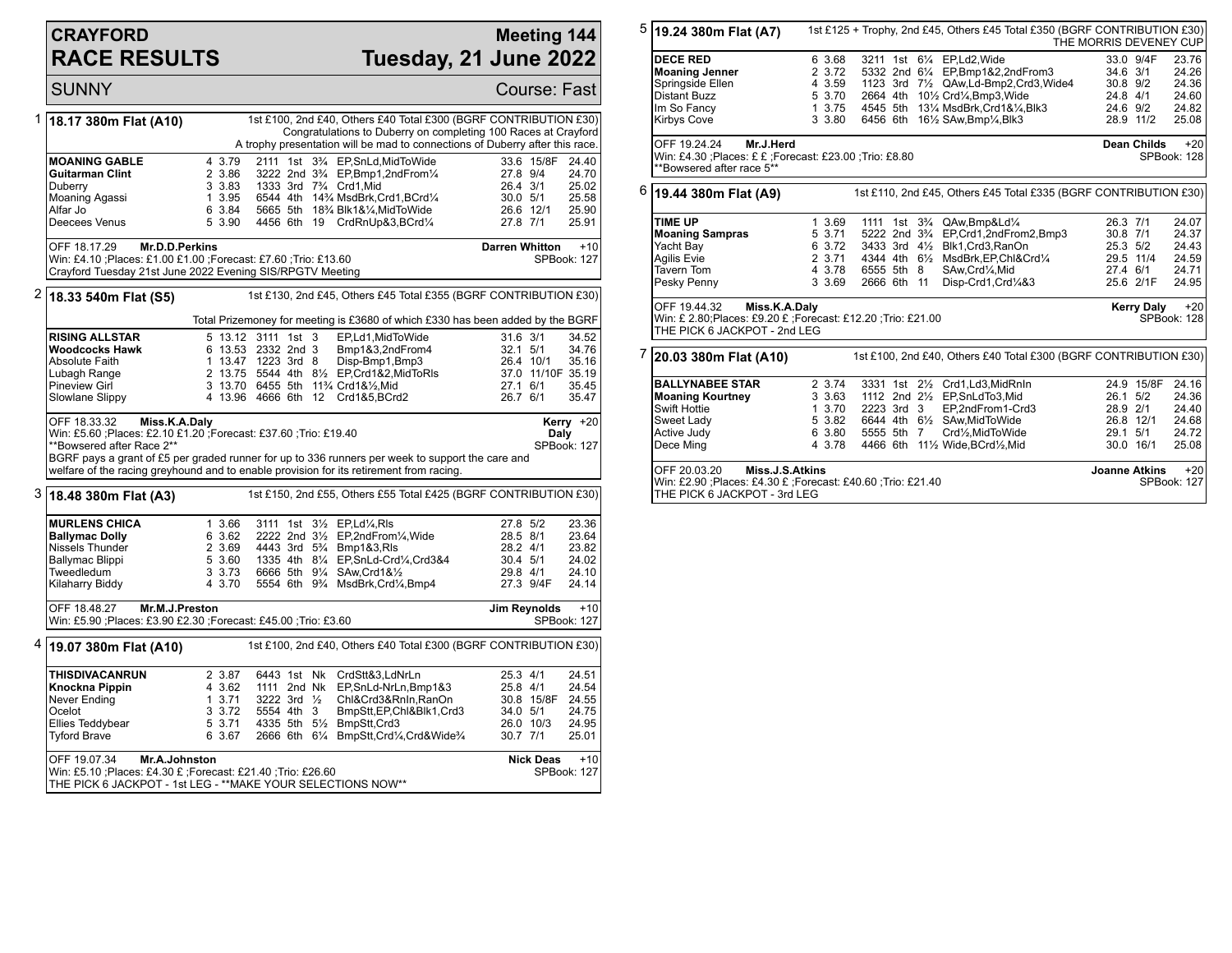# CRAYFORD RACE RESULTS

## Meeting 144 — Tuesday, 21 June 2022

SUNNY — Course: Fast

### 1 — 18.17 380m Flat (A10)

1st £100, 2nd £40, Others £40 Total £300 (BGRF CONTRIBUTION £30)
Congratulations to Duberry on completing 100 Races at Crayford
A trophy presentation will be made to connections of Duberry after this race.

| Greyhound | Trap | Split | Sectionals | Pos | Dist | Comment | Weight | SP | Time |
|---|---|---|---|---|---|---|---|---|---|
| **MOANING GABLE** | 4 | 3.79 | 2111 | 1st | 3¾ | EP,SnLd,MidToWide | 33.6 | 15/8F | 24.40 |
| **Guitarman Clint** | 2 | 3.86 | 3222 | 2nd | 3¾ | EP,Bmp1,2ndFrom¼ | 27.8 | 9/4 | 24.70 |
| Duberry | 3 | 3.83 | 1333 | 3rd | 7¾ | Crd1,Mid | 26.4 | 3/1 | 25.02 |
| Moaning Agassi | 1 | 3.95 | 6544 | 4th | 14¾ | MsdBrk,Crd1,BCrd¼ | 30.0 | 5/1 | 25.58 |
| Alfar Jo | 6 | 3.84 | 5665 | 5th | 18¾ | Blk1&¼,MidToWide | 26.6 | 12/1 | 25.90 |
| Deecees Venus | 5 | 3.90 | 4456 | 6th | 19 | CrdRnUp&3,BCrd¼ | 27.8 | 7/1 | 25.91 |

OFF 18.17.29 **Mr.D.D.Perkins** — **Darren Whitton** +10
Win: £4.10 ;Places: £1.00 £1.00 ;Forecast: £7.60 ;Trio: £13.60 — SPBook: 127
Crayford Tuesday 21st June 2022 Evening SIS/RPGTV Meeting

### 2 — 18.33 540m Flat (S5)

1st £130, 2nd £45, Others £45 Total £355 (BGRF CONTRIBUTION £30)

Total Prizemoney for meeting is £3680 of which £330 has been added by the BGRF

| Greyhound | Trap | Split | Sectionals | Pos | Dist | Comment | Weight | SP | Time |
|---|---|---|---|---|---|---|---|---|---|
| **RISING ALLSTAR** | 5 | 13.12 | 3111 | 1st | 3 | EP,Ld1,MidToWide | 31.6 | 3/1 | 34.52 |
| **Woodcocks Hawk** | 6 | 13.53 | 2332 | 2nd | 3 | Bmp1&3,2ndFrom4 | 32.1 | 5/1 | 34.76 |
| Absolute Faith | 1 | 13.47 | 1223 | 3rd | 8 | Disp-Bmp1,Bmp3 | 26.4 | 10/1 | 35.16 |
| Lubagh Range | 2 | 13.75 | 5544 | 4th | 8½ | EP,Crd1&2,MidToRls | 37.0 | 11/10F | 35.19 |
| Pineview Girl | 3 | 13.70 | 6455 | 5th | 11¾ | Crd1&½,Mid | 27.1 | 6/1 | 35.45 |
| Slowlane Slippy | 4 | 13.96 | 4666 | 6th | 12 | Crd1&5,BCrd2 | 26.7 | 6/1 | 35.47 |

OFF 18.33.32 **Miss.K.A.Daly** — **Kerry Daly** +20
Win: £5.60 ;Places: £2.10 £1.20 ;Forecast: £37.60 ;Trio: £19.40 — SPBook: 127
**Bowsered after Race 2**
BGRF pays a grant of £5 per graded runner for up to 336 runners per week to support the care and welfare of the racing greyhound and to enable provision for its retirement from racing.

### 3 — 18.48 380m Flat (A3)

1st £150, 2nd £55, Others £55 Total £425 (BGRF CONTRIBUTION £30)

| Greyhound | Trap | Split | Sectionals | Pos | Dist | Comment | Weight | SP | Time |
|---|---|---|---|---|---|---|---|---|---|
| **MURLENS CHICA** | 1 | 3.66 | 3111 | 1st | 3½ | EP,Ld¼,Rls | 27.8 | 5/2 | 23.36 |
| **Ballymac Dolly** | 6 | 3.62 | 2222 | 2nd | 3½ | EP,2ndFrom¼,Wide | 28.5 | 8/1 | 23.64 |
| Nissels Thunder | 2 | 3.69 | 4443 | 3rd | 5¾ | Bmp1&3,Rls | 28.2 | 4/1 | 23.82 |
| Ballymac Blippi | 5 | 3.60 | 1335 | 4th | 8¼ | EP,SnLd-Crd¼,Crd3&4 | 30.4 | 5/1 | 24.02 |
| Tweedledum | 3 | 3.73 | 6666 | 5th | 9¼ | SAw,Crd1&½ | 29.8 | 4/1 | 24.10 |
| Kilaharry Biddy | 4 | 3.70 | 5554 | 6th | 9¾ | MsdBrk,Crd¼,Bmp4 | 27.3 | 9/4F | 24.14 |

OFF 18.48.27 **Mr.M.J.Preston** — **Jim Reynolds** +10
Win: £5.90 ;Places: £3.90 £2.30 ;Forecast: £45.00 ;Trio: £3.60 — SPBook: 127

### 4 — 19.07 380m Flat (A10)

1st £100, 2nd £40, Others £40 Total £300 (BGRF CONTRIBUTION £30)

| Greyhound | Trap | Split | Sectionals | Pos | Dist | Comment | Weight | SP | Time |
|---|---|---|---|---|---|---|---|---|---|
| **THISDIVACANRUN** | 2 | 3.87 | 6443 | 1st | Nk | CrdStt&3,LdNrLn | 25.3 | 4/1 | 24.51 |
| **Knockna Pippin** | 4 | 3.62 | 1111 | 2nd | Nk | EP,SnLd-NrLn,Bmp1&3 | 25.8 | 4/1 | 24.54 |
| Never Ending | 1 | 3.71 | 3222 | 3rd | ½ | Chl&Crd3&RnIn,RanOn | 30.8 | 15/8F | 24.55 |
| Ocelot | 3 | 3.72 | 5554 | 4th | 3 | BmpStt,EP,Chl&Blk1,Crd3 | 34.0 | 5/1 | 24.75 |
| Ellies Teddybear | 5 | 3.71 | 4335 | 5th | 5½ | BmpStt,Crd3 | 26.0 | 10/3 | 24.95 |
| Tyford Brave | 6 | 3.67 | 2666 | 6th | 6¼ | BmpStt,Crd¼,Crd&Wide¾ | 30.7 | 7/1 | 25.01 |

OFF 19.07.34 **Mr.A.Johnston** — **Nick Deas** +10
Win: £5.10 ;Places: £4.30 £ ;Forecast: £21.40 ;Trio: £26.60 — SPBook: 127
THE PICK 6 JACKPOT - 1st LEG - **MAKE YOUR SELECTIONS NOW**

### 5 — 19.24 380m Flat (A7)

1st £125 + Trophy, 2nd £45, Others £45 Total £350 (BGRF CONTRIBUTION £30)
THE MORRIS DEVENEY CUP

| Greyhound | Trap | Split | Sectionals | Pos | Dist | Comment | Weight | SP | Time |
|---|---|---|---|---|---|---|---|---|---|
| **DECE RED** | 6 | 3.68 | 3211 | 1st | 6¼ | EP,Ld2,Wide | 33.0 | 9/4F | 23.76 |
| **Moaning Jenner** | 2 | 3.72 | 5332 | 2nd | 6¼ | EP,Bmp1&2,2ndFrom3 | 34.6 | 3/1 | 24.26 |
| Springside Ellen | 4 | 3.59 | 1123 | 3rd | 7½ | QAw,Ld-Bmp2,Crd3,Wide4 | 30.8 | 9/2 | 24.36 |
| Distant Buzz | 5 | 3.70 | 2664 | 4th | 10½ | Crd¼,Bmp3,Wide | 24.8 | 4/1 | 24.60 |
| Im So Fancy | 1 | 3.75 | 4545 | 5th | 13¼ | MsdBrk,Crd1&¼,Blk3 | 24.6 | 9/2 | 24.82 |
| Kirbys Cove | 3 | 3.80 | 6456 | 6th | 16½ | SAw,Bmp¼,Blk3 | 28.9 | 11/2 | 25.08 |

OFF 19.24.24 **Mr.J.Herd** — **Dean Childs** +20
Win: £4.30 ;Places: £ £ ;Forecast: £23.00 ;Trio: £8.80 — SPBook: 128
**Bowsered after race 5**

### 6 — 19.44 380m Flat (A9)

1st £110, 2nd £45, Others £45 Total £335 (BGRF CONTRIBUTION £30)

| Greyhound | Trap | Split | Sectionals | Pos | Dist | Comment | Weight | SP | Time |
|---|---|---|---|---|---|---|---|---|---|
| **TIME UP** | 1 | 3.69 | 1111 | 1st | 3¾ | QAw,Bmp&Ld¼ | 26.3 | 7/1 | 24.07 |
| **Moaning Sampras** | 5 | 3.71 | 5222 | 2nd | 3¾ | EP,Crd1,2ndFrom2,Bmp3 | 30.8 | 7/1 | 24.37 |
| Yacht Bay | 6 | 3.72 | 3433 | 3rd | 4½ | Blk1,Crd3,RanOn | 25.3 | 5/2 | 24.43 |
| Agilis Evie | 2 | 3.71 | 4344 | 4th | 6½ | MsdBrk,EP,Chl&Crd¼ | 29.5 | 11/4 | 24.59 |
| Tavern Tom | 4 | 3.78 | 6555 | 5th | 8 | SAw,Crd¼,Mid | 27.4 | 6/1 | 24.71 |
| Pesky Penny | 3 | 3.69 | 2666 | 6th | 11 | Disp-Crd1,Crd¼&3 | 25.6 | 2/1F | 24.95 |

OFF 19.44.32 **Miss.K.A.Daly** — **Kerry Daly** +20
Win: £ 2.80;Places: £9.20 £ ;Forecast: £12.20 ;Trio: £21.00 — SPBook: 128
THE PICK 6 JACKPOT - 2nd LEG

### 7 — 20.03 380m Flat (A10)

1st £100, 2nd £40, Others £40 Total £300 (BGRF CONTRIBUTION £30)

| Greyhound | Trap | Split | Sectionals | Pos | Dist | Comment | Weight | SP | Time |
|---|---|---|---|---|---|---|---|---|---|
| **BALLYNABEE STAR** | 2 | 3.74 | 3331 | 1st | 2½ | Crd1,Ld3,MidRnIn | 24.9 | 15/8F | 24.16 |
| **Moaning Kourtney** | 3 | 3.63 | 1112 | 2nd | 2½ | EP,SnLdTo3,Mid | 26.1 | 5/2 | 24.36 |
| Swift Hottie | 1 | 3.70 | 2223 | 3rd | 3 | EP,2ndFrom1-Crd3 | 28.9 | 2/1 | 24.40 |
| Sweet Lady | 5 | 3.82 | 6644 | 4th | 6½ | SAw,MidToWide | 26.8 | 12/1 | 24.68 |
| Active Judy | 6 | 3.80 | 5555 | 5th | 7 | Crd½,MidToWide | 29.1 | 5/1 | 24.72 |
| Dece Ming | 4 | 3.78 | 4466 | 6th | 11½ | Wide,BCrd½,Mid | 30.0 | 16/1 | 25.08 |

OFF 20.03.20 **Miss.J.S.Atkins** — **Joanne Atkins** +20
Win: £2.90 ;Places: £4.30 £ ;Forecast: £40.60 ;Trio: £21.40 — SPBook: 127
THE PICK 6 JACKPOT - 3rd LEG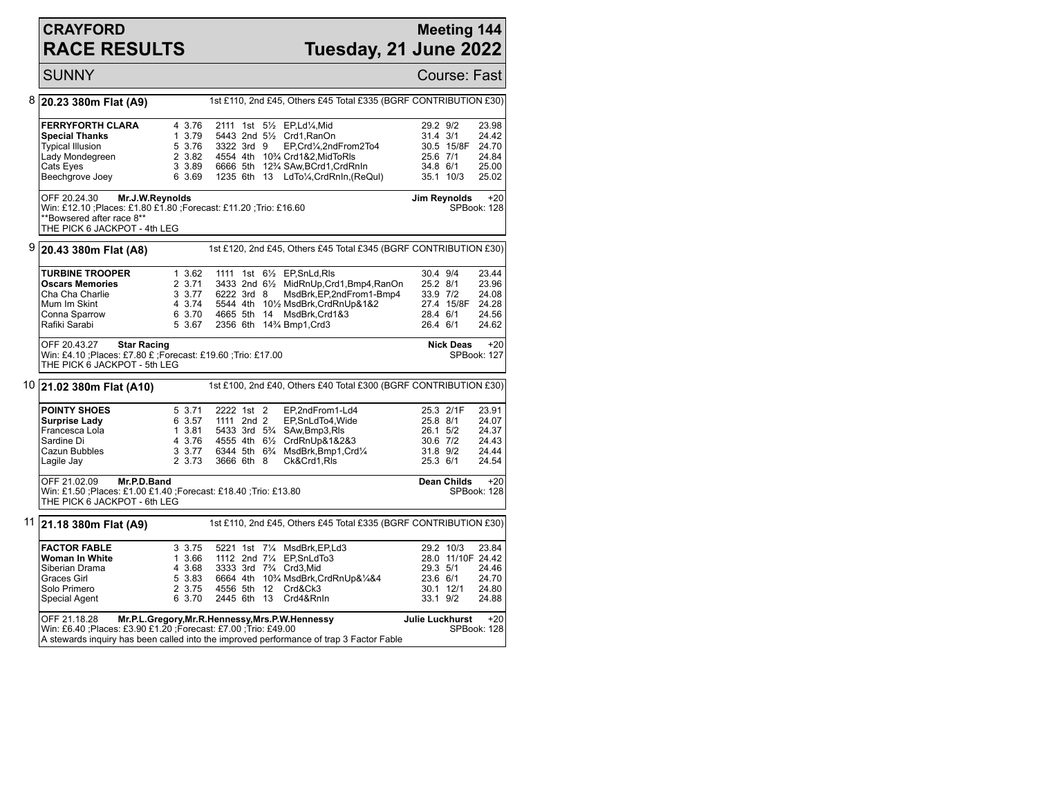# CRAFORD RACE RESULTS

**Meeting 144**
**Tuesday, 21 June 2022**

SUNNY — Course: Fast

## 8 — 20.23 380m Flat (A9)

1st £110, 2nd £45, Others £45 Total £335 (BGRF CONTRIBUTION £30)

| | | | | | | | | | | |
|---|---|---|---|---|---|---|---|---|---|---|
| **FERRYFORTH CLARA** | 4 | 3.76 | 2111 | 1st | 5½ | EP,Ld¼,Mid | 29.2 | 9/2 | 23.98 |
| **Special Thanks** | 1 | 3.79 | 5443 | 2nd | 5½ | Crd1,RanOn | 31.4 | 3/1 | 24.42 |
| Typical Illusion | 5 | 3.76 | 3322 | 3rd | 9 | EP,Crd¼,2ndFrom2To4 | 30.5 | 15/8F | 24.70 |
| Lady Mondegreen | 2 | 3.82 | 4554 | 4th | 10¾ | Crd1&2,MidToRls | 25.6 | 7/1 | 24.84 |
| Cats Eyes | 3 | 3.89 | 6666 | 5th | 12¾ | SAw,BCrd1,CrdRnIn | 34.8 | 6/1 | 25.00 |
| Beechgrove Joey | 6 | 3.69 | 1235 | 6th | 13 | LdTo¼,CrdRnIn,(ReQul) | 35.1 | 10/3 | 25.02 |

OFF 20.24.30 **Mr.J.W.Reynolds** — **Jim Reynolds** +20
Win: £12.10 ;Places: £1.80 £1.80 ;Forecast: £11.20 ;Trio: £16.60 — SPBook: 128
**Bowsered after race 8**
THE PICK 6 JACKPOT - 4th LEG

## 9 — 20.43 380m Flat (A8)

1st £120, 2nd £45, Others £45 Total £345 (BGRF CONTRIBUTION £30)

| | | | | | | | | | | |
|---|---|---|---|---|---|---|---|---|---|---|
| **TURBINE TROOPER** | 1 | 3.62 | 1111 | 1st | 6½ | EP,SnLd,Rls | 30.4 | 9/4 | 23.44 |
| **Oscars Memories** | 2 | 3.71 | 3433 | 2nd | 6½ | MidRnUp,Crd1,Bmp4,RanOn | 25.2 | 8/1 | 23.96 |
| Cha Cha Charlie | 3 | 3.77 | 6222 | 3rd | 8 | MsdBrk,EP,2ndFrom1-Bmp4 | 33.9 | 7/2 | 24.08 |
| Mum Im Skint | 4 | 3.74 | 5544 | 4th | 10½ | MsdBrk,CrdRnUp&1&2 | 27.4 | 15/8F | 24.28 |
| Conna Sparrow | 6 | 3.70 | 4665 | 5th | 14 | MsdBrk,Crd1&3 | 28.4 | 6/1 | 24.56 |
| Rafiki Sarabi | 5 | 3.67 | 2356 | 6th | 14¾ | Bmp1,Crd3 | 26.4 | 6/1 | 24.62 |

OFF 20.43.27 **Star Racing** — **Nick Deas** +20
Win: £4.10 ;Places: £7.80 £ ;Forecast: £19.60 ;Trio: £17.00 — SPBook: 127
THE PICK 6 JACKPOT - 5th LEG

## 10 — 21.02 380m Flat (A10)

1st £100, 2nd £40, Others £40 Total £300 (BGRF CONTRIBUTION £30)

| | | | | | | | | | | |
|---|---|---|---|---|---|---|---|---|---|---|
| **POINTY SHOES** | 5 | 3.71 | 2222 | 1st | 2 | EP,2ndFrom1-Ld4 | 25.3 | 2/1F | 23.91 |
| **Surprise Lady** | 6 | 3.57 | 1111 | 2nd | 2 | EP,SnLdTo4,Wide | 25.8 | 8/1 | 24.07 |
| Francesca Lola | 1 | 3.81 | 5433 | 3rd | 5¾ | SAw,Bmp3,Rls | 26.1 | 5/2 | 24.37 |
| Sardine Di | 4 | 3.76 | 4555 | 4th | 6½ | CrdRnUp&1&2&3 | 30.6 | 7/2 | 24.43 |
| Cazun Bubbles | 3 | 3.77 | 6344 | 5th | 6¾ | MsdBrk,Bmp1,Crd¼ | 31.8 | 9/2 | 24.44 |
| Lagile Jay | 2 | 3.73 | 3666 | 6th | 8 | Ck&Crd1,Rls | 25.3 | 6/1 | 24.54 |

OFF 21.02.09 **Mr.P.D.Band** — **Dean Childs** +20
Win: £1.50 ;Places: £1.00 £1.40 ;Forecast: £18.40 ;Trio: £13.80 — SPBook: 128
THE PICK 6 JACKPOT - 6th LEG

## 11 — 21.18 380m Flat (A9)

1st £110, 2nd £45, Others £45 Total £335 (BGRF CONTRIBUTION £30)

| | | | | | | | | | | |
|---|---|---|---|---|---|---|---|---|---|---|
| **FACTOR FABLE** | 3 | 3.75 | 5221 | 1st | 7¼ | MsdBrk,EP,Ld3 | 29.2 | 10/3 | 23.84 |
| **Woman In White** | 1 | 3.66 | 1112 | 2nd | 7¼ | EP,SnLdTo3 | 28.0 | 11/10F | 24.42 |
| Siberian Drama | 4 | 3.68 | 3333 | 3rd | 7¾ | Crd3,Mid | 29.3 | 5/1 | 24.46 |
| Graces Girl | 5 | 3.83 | 6664 | 4th | 10¾ | MsdBrk,CrdRnUp&¼&4 | 23.6 | 6/1 | 24.70 |
| Solo Primero | 2 | 3.75 | 4556 | 5th | 12 | Crd&Ck3 | 30.1 | 12/1 | 24.80 |
| Special Agent | 6 | 3.70 | 2445 | 6th | 13 | Crd4&RnIn | 33.1 | 9/2 | 24.88 |

OFF 21.18.28 **Mr.P.L.Gregory,Mr.R.Hennessy,Mrs.P.W.Hennessy** — **Julie Luckhurst** +20
Win: £6.40 ;Places: £3.90 £1.20 ;Forecast: £7.00 ;Trio: £49.00 — SPBook: 128
A stewards inquiry has been called into the improved performance of trap 3 Factor Fable